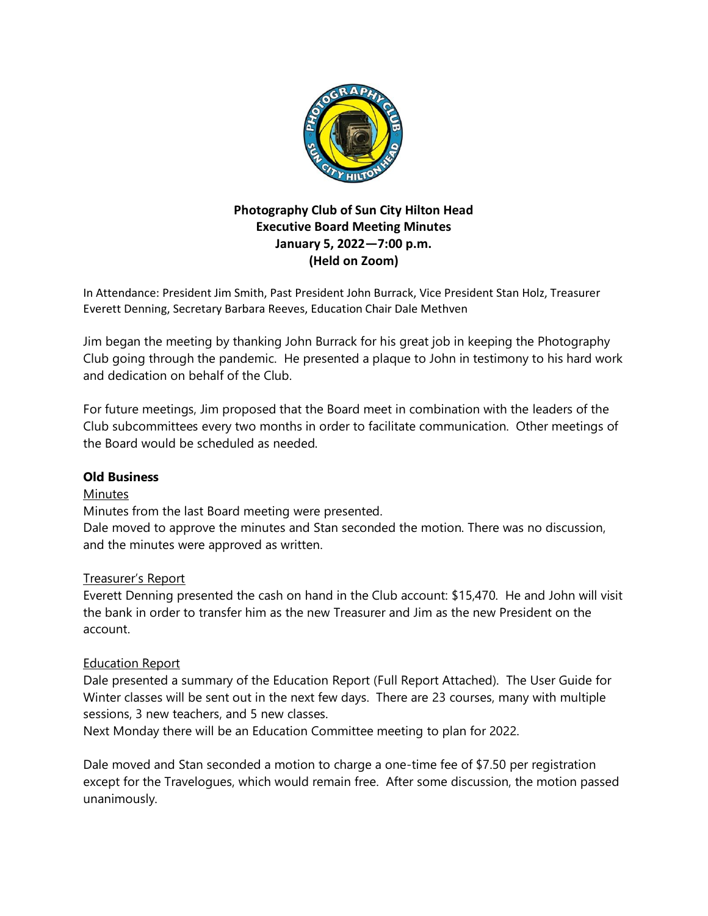**Photography Club of Sun City Hilton Head**
**Executive Board Meeting Minutes**
**January 5, 2022—7:00 p.m.**
**(Held on Zoom)**

In Attendance: President Jim Smith, Past President John Burrack, Vice President Stan Holz, Treasurer Everett Denning, Secretary Barbara Reeves, Education Chair Dale Methven

Jim began the meeting by thanking John Burrack for his great job in keeping the Photography Club going through the pandemic. He presented a plaque to John in testimony to his hard work and dedication on behalf of the Club.

For future meetings, Jim proposed that the Board meet in combination with the leaders of the Club subcommittees every two months in order to facilitate communication. Other meetings of the Board would be scheduled as needed.

## Old Business

### Minutes

Minutes from the last Board meeting were presented.
Dale moved to approve the minutes and Stan seconded the motion. There was no discussion, and the minutes were approved as written.

### Treasurer's Report

Everett Denning presented the cash on hand in the Club account: $15,470. He and John will visit the bank in order to transfer him as the new Treasurer and Jim as the new President on the account.

### Education Report

Dale presented a summary of the Education Report (Full Report Attached). The User Guide for Winter classes will be sent out in the next few days. There are 23 courses, many with multiple sessions, 3 new teachers, and 5 new classes.
Next Monday there will be an Education Committee meeting to plan for 2022.

Dale moved and Stan seconded a motion to charge a one-time fee of $7.50 per registration except for the Travelogues, which would remain free. After some discussion, the motion passed unanimously.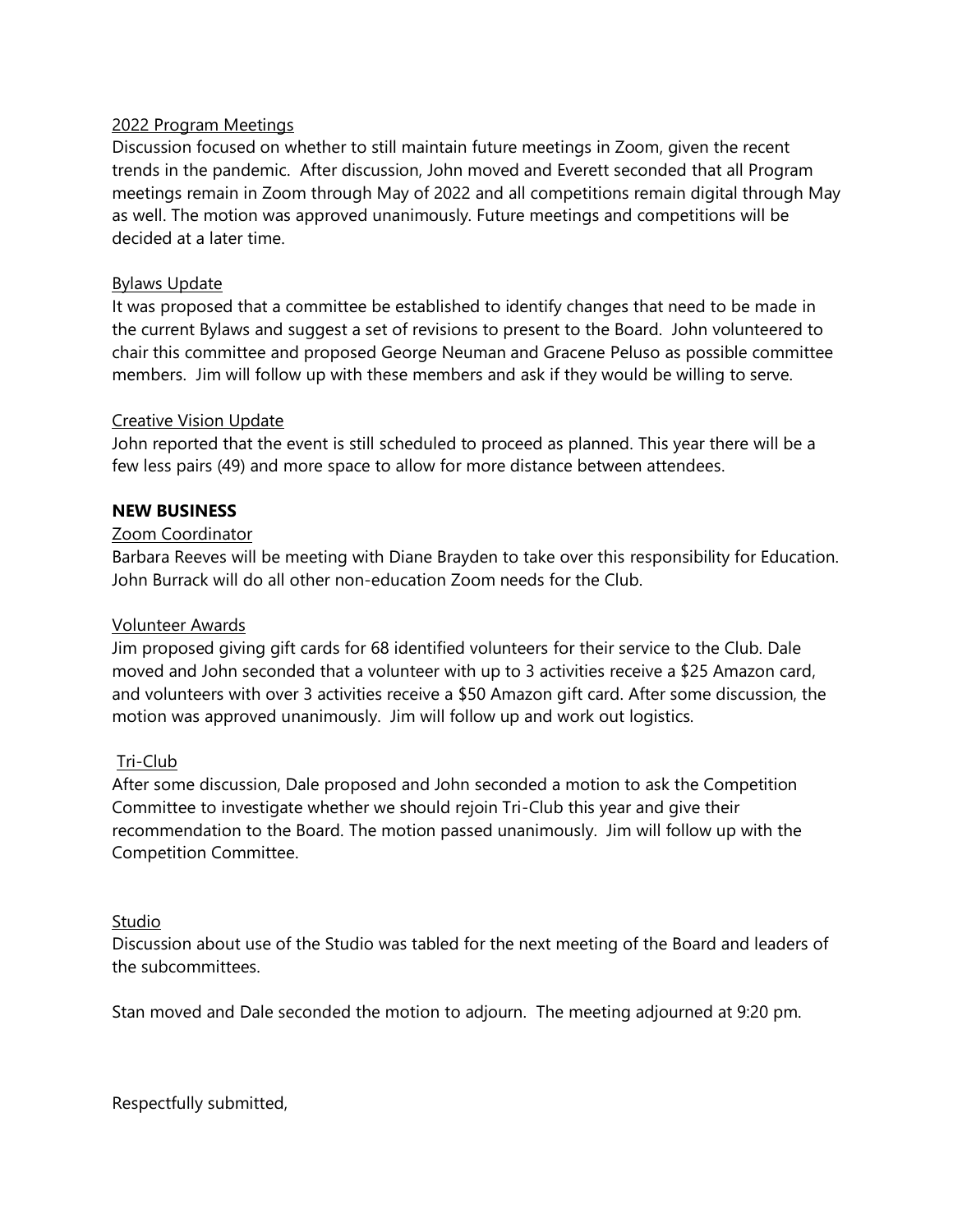<u>2022 Program Meetings</u>

Discussion focused on whether to still maintain future meetings in Zoom, given the recent trends in the pandemic. After discussion, John moved and Everett seconded that all Program meetings remain in Zoom through May of 2022 and all competitions remain digital through May as well. The motion was approved unanimously. Future meetings and competitions will be decided at a later time.

<u>Bylaws Update</u>

It was proposed that a committee be established to identify changes that need to be made in the current Bylaws and suggest a set of revisions to present to the Board. John volunteered to chair this committee and proposed George Neuman and Gracene Peluso as possible committee members. Jim will follow up with these members and ask if they would be willing to serve.

<u>Creative Vision Update</u>

John reported that the event is still scheduled to proceed as planned. This year there will be a few less pairs (49) and more space to allow for more distance between attendees.

**NEW BUSINESS**

<u>Zoom Coordinator</u>

Barbara Reeves will be meeting with Diane Brayden to take over this responsibility for Education. John Burrack will do all other non-education Zoom needs for the Club.

<u>Volunteer Awards</u>

Jim proposed giving gift cards for 68 identified volunteers for their service to the Club. Dale moved and John seconded that a volunteer with up to 3 activities receive a $25 Amazon card, and volunteers with over 3 activities receive a $50 Amazon gift card. After some discussion, the motion was approved unanimously. Jim will follow up and work out logistics.

<u>Tri-Club</u>

After some discussion, Dale proposed and John seconded a motion to ask the Competition Committee to investigate whether we should rejoin Tri-Club this year and give their recommendation to the Board. The motion passed unanimously. Jim will follow up with the Competition Committee.

<u>Studio</u>

Discussion about use of the Studio was tabled for the next meeting of the Board and leaders of the subcommittees.

Stan moved and Dale seconded the motion to adjourn. The meeting adjourned at 9:20 pm.

Respectfully submitted,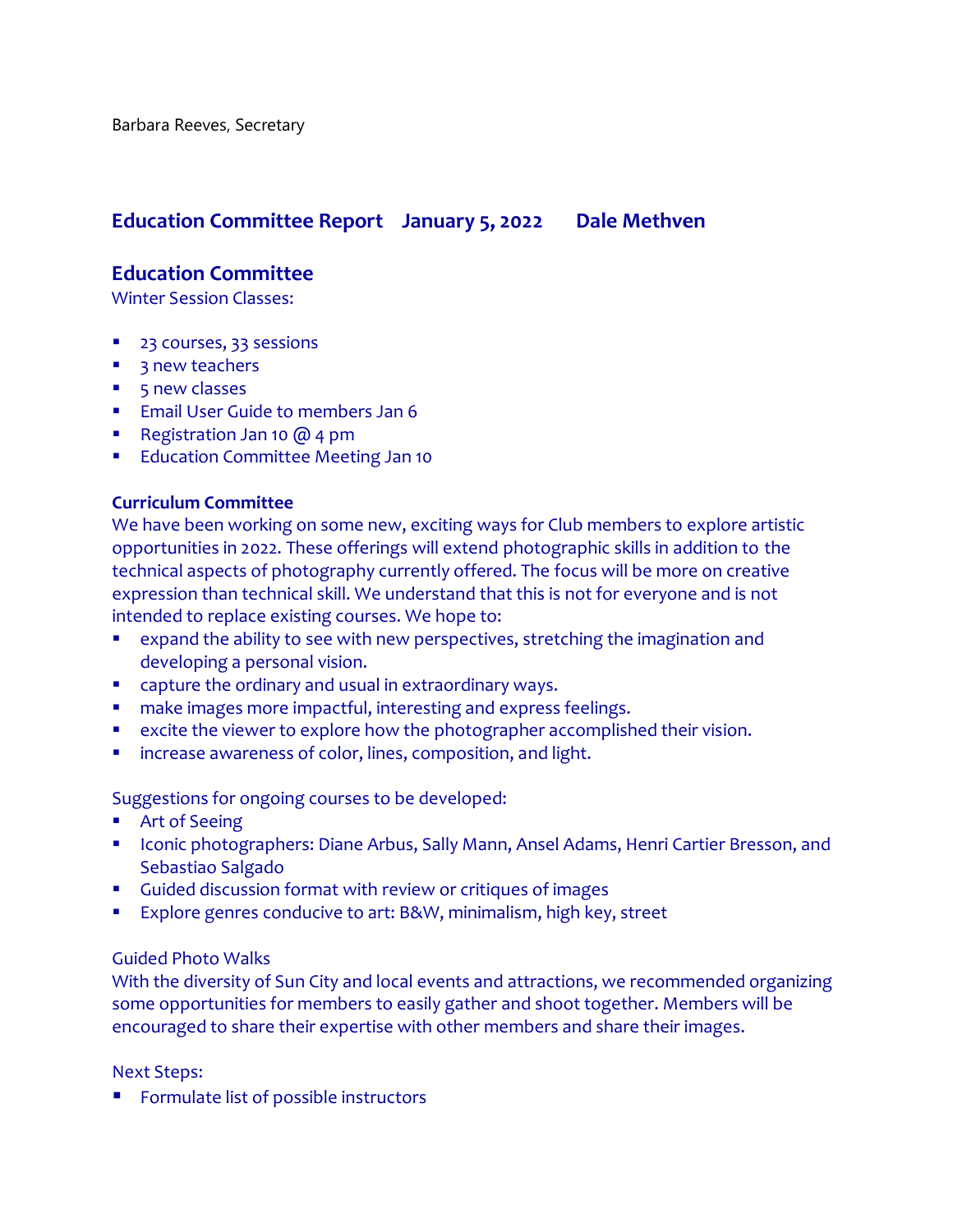Barbara Reeves, Secretary

## Education Committee Report January 5, 2022 Dale Methven

## Education Committee

Winter Session Classes:

- 23 courses, 33 sessions
- 3 new teachers
- 5 new classes
- Email User Guide to members Jan 6
- Registration Jan 10 @ 4 pm
- Education Committee Meeting Jan 10

**Curriculum Committee**

We have been working on some new, exciting ways for Club members to explore artistic opportunities in 2022. These offerings will extend photographic skills in addition to the technical aspects of photography currently offered. The focus will be more on creative expression than technical skill. We understand that this is not for everyone and is not intended to replace existing courses. We hope to:

- expand the ability to see with new perspectives, stretching the imagination and developing a personal vision.
- capture the ordinary and usual in extraordinary ways.
- make images more impactful, interesting and express feelings.
- excite the viewer to explore how the photographer accomplished their vision.
- increase awareness of color, lines, composition, and light.

Suggestions for ongoing courses to be developed:

- Art of Seeing
- Iconic photographers: Diane Arbus, Sally Mann, Ansel Adams, Henri Cartier Bresson, and Sebastiao Salgado
- Guided discussion format with review or critiques of images
- Explore genres conducive to art: B&W, minimalism, high key, street

Guided Photo Walks

With the diversity of Sun City and local events and attractions, we recommended organizing some opportunities for members to easily gather and shoot together. Members will be encouraged to share their expertise with other members and share their images.

Next Steps:

- Formulate list of possible instructors